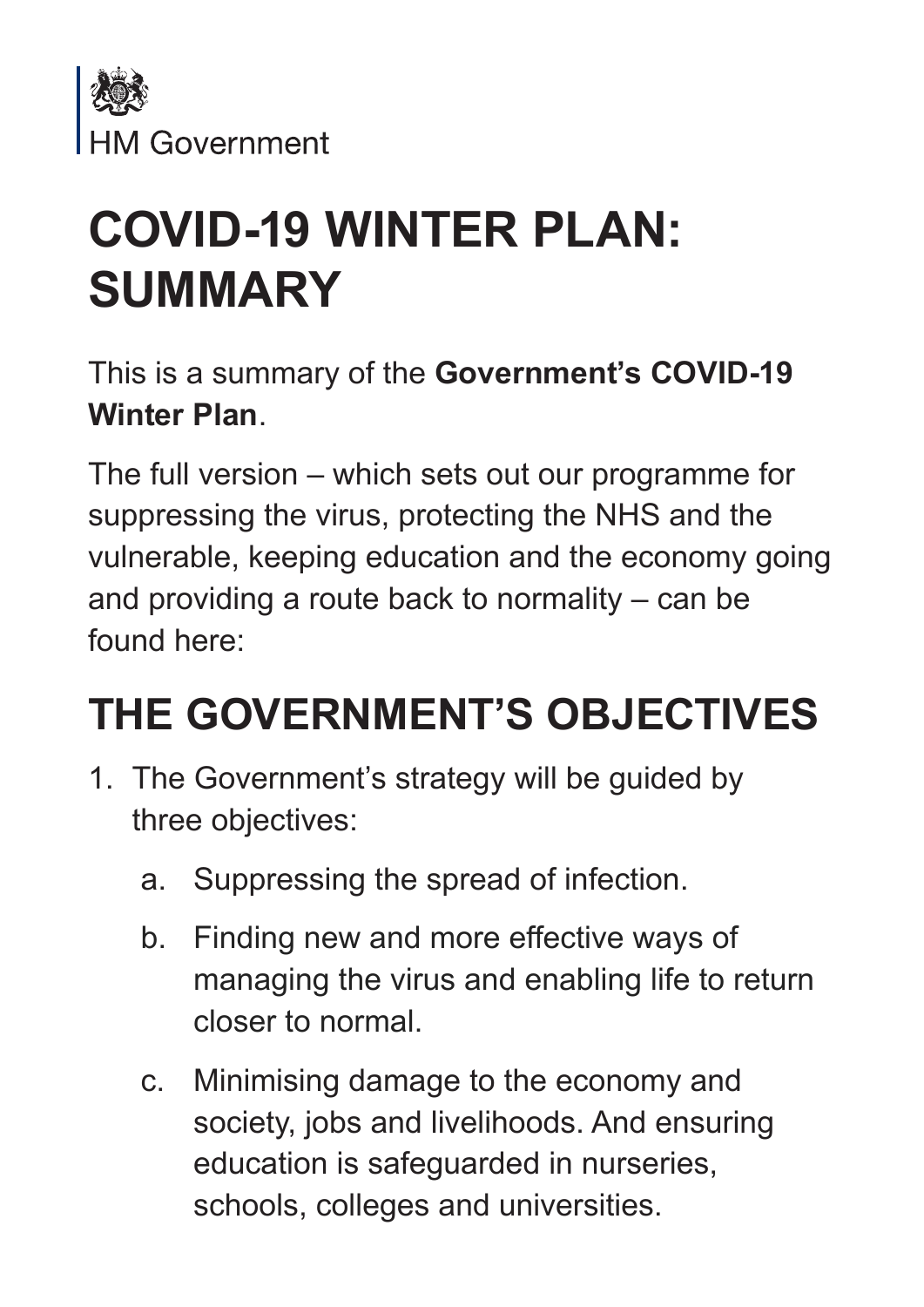HM Government

# COVID-19 WINTER PLAN: SUMMARY

This is a summary of the **Government's COVID-19 Winter Plan**.

The full version – which sets out our programme for suppressing the virus, protecting the NHS and the vulnerable, keeping education and the economy going and providing a route back to normality – can be found here:

## THE GOVERNMENT'S OBJECTIVES

1. The Government's strategy will be guided by three objectives:

    a. Suppressing the spread of infection.

    b. Finding new and more effective ways of managing the virus and enabling life to return closer to normal.

    c. Minimising damage to the economy and society, jobs and livelihoods. And ensuring education is safeguarded in nurseries, schools, colleges and universities.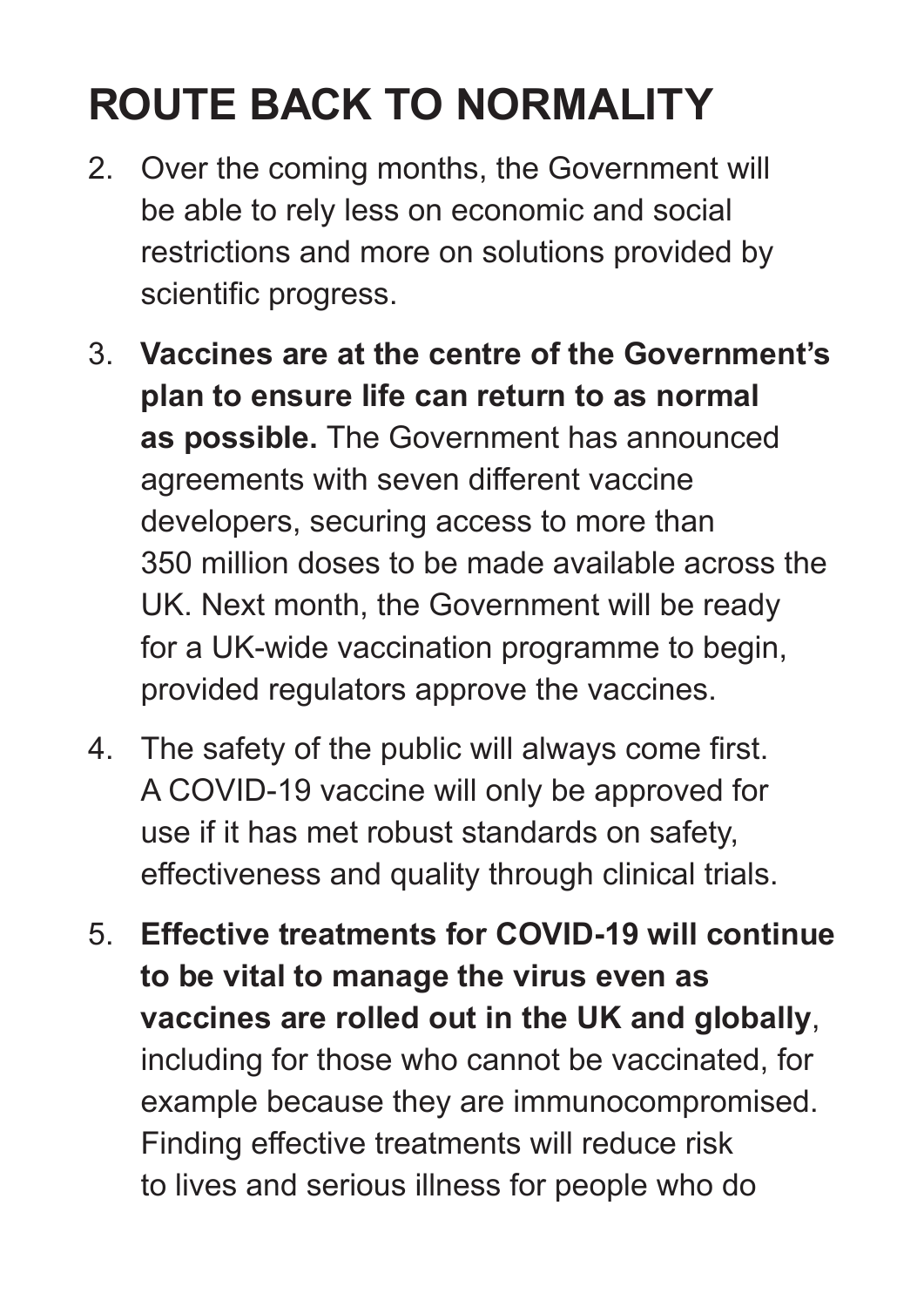# ROUTE BACK TO NORMALITY

2. Over the coming months, the Government will be able to rely less on economic and social restrictions and more on solutions provided by scientific progress.

3. **Vaccines are at the centre of the Government's plan to ensure life can return to as normal as possible.** The Government has announced agreements with seven different vaccine developers, securing access to more than 350 million doses to be made available across the UK. Next month, the Government will be ready for a UK-wide vaccination programme to begin, provided regulators approve the vaccines.

4. The safety of the public will always come first. A COVID-19 vaccine will only be approved for use if it has met robust standards on safety, effectiveness and quality through clinical trials.

5. **Effective treatments for COVID-19 will continue to be vital to manage the virus even as vaccines are rolled out in the UK and globally**, including for those who cannot be vaccinated, for example because they are immunocompromised. Finding effective treatments will reduce risk to lives and serious illness for people who do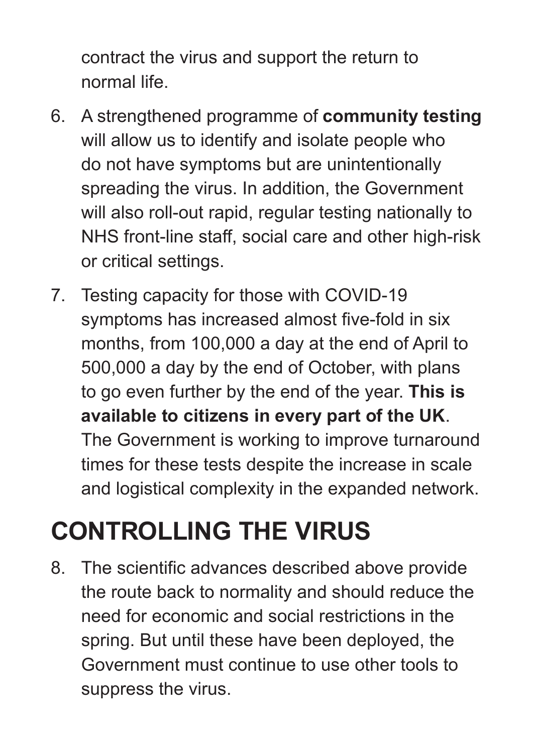contract the virus and support the return to normal life.

6. A strengthened programme of **community testing** will allow us to identify and isolate people who do not have symptoms but are unintentionally spreading the virus. In addition, the Government will also roll-out rapid, regular testing nationally to NHS front-line staff, social care and other high-risk or critical settings.
7. Testing capacity for those with COVID-19 symptoms has increased almost five-fold in six months, from 100,000 a day at the end of April to 500,000 a day by the end of October, with plans to go even further by the end of the year. **This is available to citizens in every part of the UK**. The Government is working to improve turnaround times for these tests despite the increase in scale and logistical complexity in the expanded network.

# CONTROLLING THE VIRUS

8. The scientific advances described above provide the route back to normality and should reduce the need for economic and social restrictions in the spring. But until these have been deployed, the Government must continue to use other tools to suppress the virus.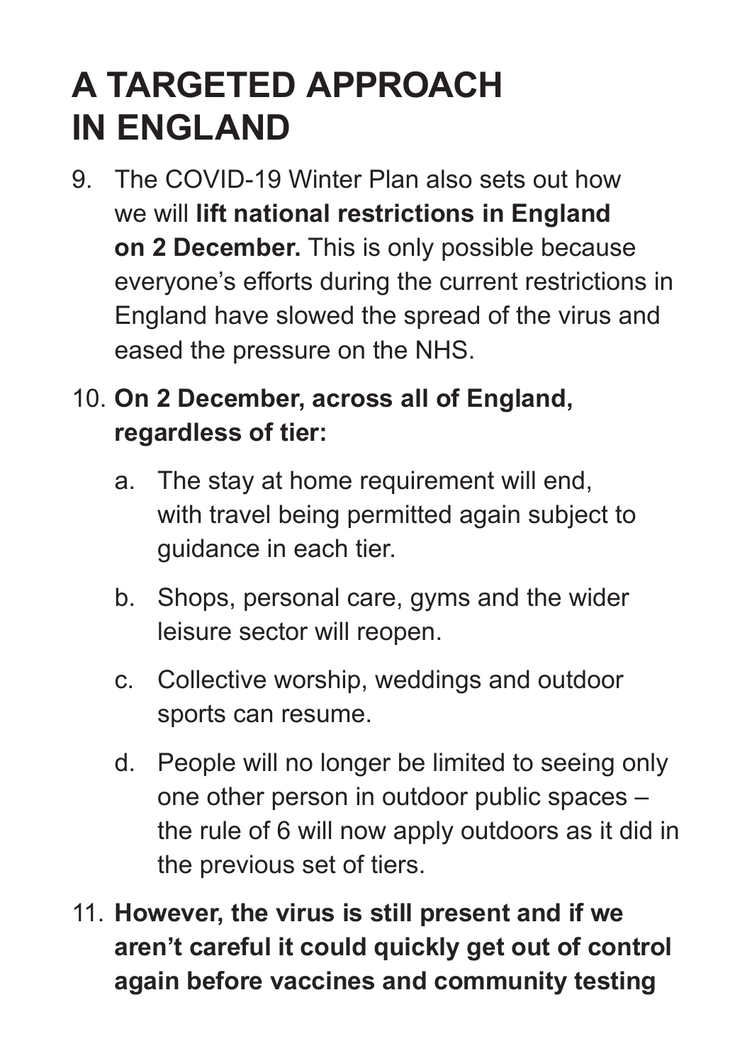# A TARGETED APPROACH IN ENGLAND

9. The COVID-19 Winter Plan also sets out how we will **lift national restrictions in England on 2 December.** This is only possible because everyone's efforts during the current restrictions in England have slowed the spread of the virus and eased the pressure on the NHS.

10. **On 2 December, across all of England, regardless of tier:**

    a. The stay at home requirement will end, with travel being permitted again subject to guidance in each tier.

    b. Shops, personal care, gyms and the wider leisure sector will reopen.

    c. Collective worship, weddings and outdoor sports can resume.

    d. People will no longer be limited to seeing only one other person in outdoor public spaces – the rule of 6 will now apply outdoors as it did in the previous set of tiers.

11. **However, the virus is still present and if we aren't careful it could quickly get out of control again before vaccines and community testing**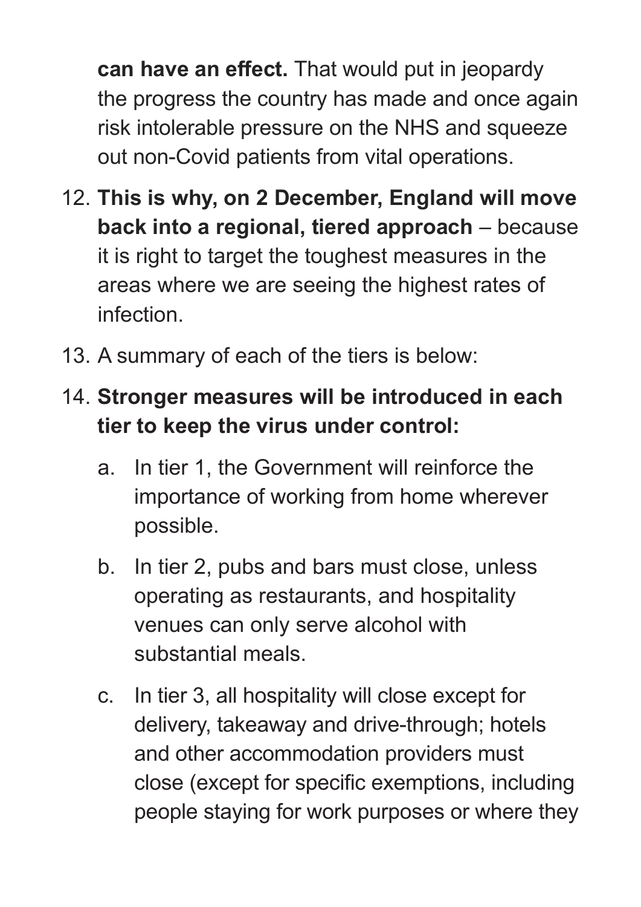**can have an effect.** That would put in jeopardy the progress the country has made and once again risk intolerable pressure on the NHS and squeeze out non-Covid patients from vital operations.

12. **This is why, on 2 December, England will move back into a regional, tiered approach** – because it is right to target the toughest measures in the areas where we are seeing the highest rates of infection.
13. A summary of each of the tiers is below:
14. **Stronger measures will be introduced in each tier to keep the virus under control:**
    a. In tier 1, the Government will reinforce the importance of working from home wherever possible.
    b. In tier 2, pubs and bars must close, unless operating as restaurants, and hospitality venues can only serve alcohol with substantial meals.
    c. In tier 3, all hospitality will close except for delivery, takeaway and drive-through; hotels and other accommodation providers must close (except for specific exemptions, including people staying for work purposes or where they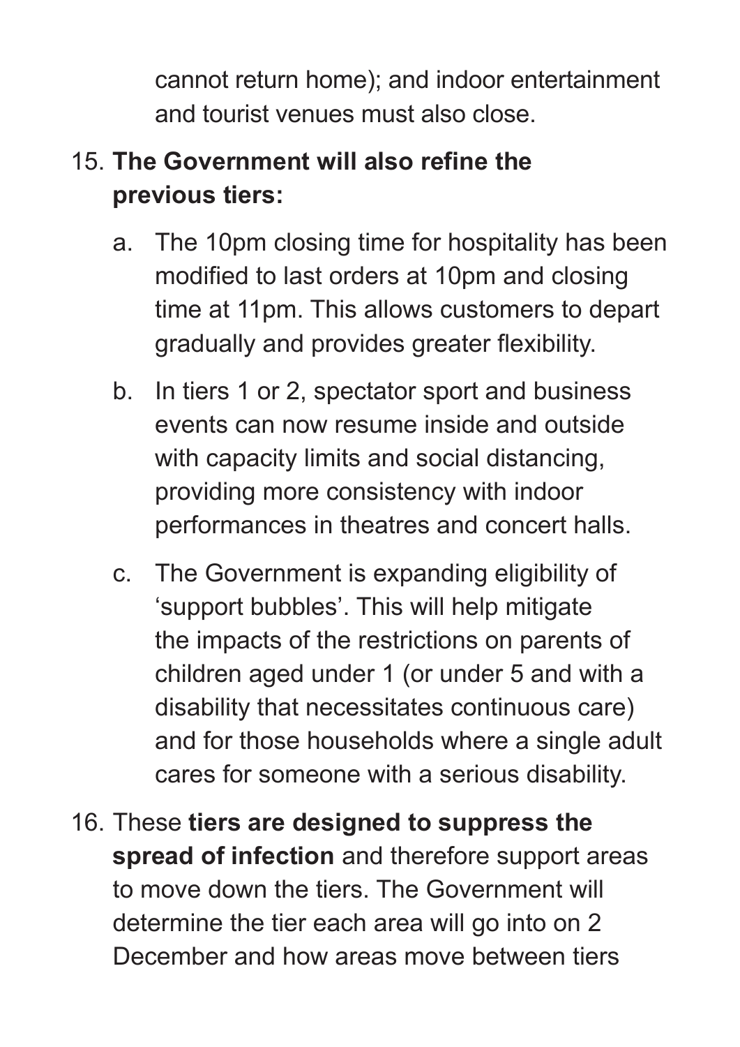cannot return home); and indoor entertainment and tourist venues must also close.

15. **The Government will also refine the previous tiers:**

    a. The 10pm closing time for hospitality has been modified to last orders at 10pm and closing time at 11pm. This allows customers to depart gradually and provides greater flexibility.

    b. In tiers 1 or 2, spectator sport and business events can now resume inside and outside with capacity limits and social distancing, providing more consistency with indoor performances in theatres and concert halls.

    c. The Government is expanding eligibility of 'support bubbles'. This will help mitigate the impacts of the restrictions on parents of children aged under 1 (or under 5 and with a disability that necessitates continuous care) and for those households where a single adult cares for someone with a serious disability.

16. These **tiers are designed to suppress the spread of infection** and therefore support areas to move down the tiers. The Government will determine the tier each area will go into on 2 December and how areas move between tiers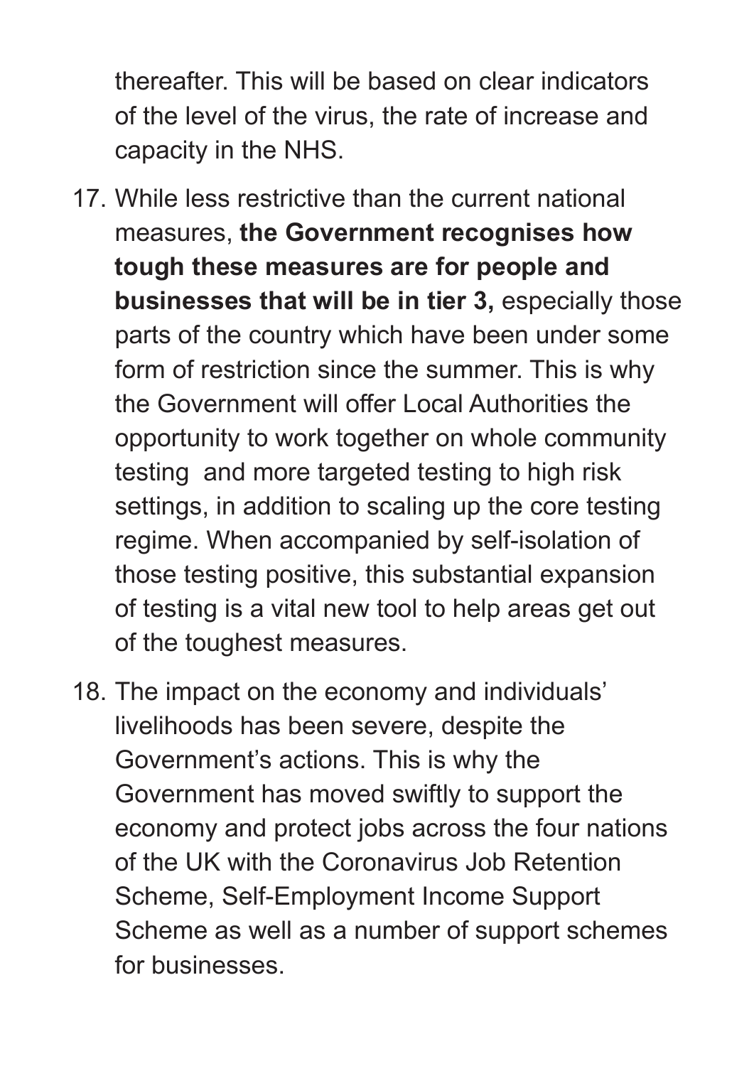thereafter. This will be based on clear indicators of the level of the virus, the rate of increase and capacity in the NHS.

17. While less restrictive than the current national measures, **the Government recognises how tough these measures are for people and businesses that will be in tier 3,** especially those parts of the country which have been under some form of restriction since the summer. This is why the Government will offer Local Authorities the opportunity to work together on whole community testing and more targeted testing to high risk settings, in addition to scaling up the core testing regime. When accompanied by self-isolation of those testing positive, this substantial expansion of testing is a vital new tool to help areas get out of the toughest measures.

18. The impact on the economy and individuals' livelihoods has been severe, despite the Government's actions. This is why the Government has moved swiftly to support the economy and protect jobs across the four nations of the UK with the Coronavirus Job Retention Scheme, Self-Employment Income Support Scheme as well as a number of support schemes for businesses.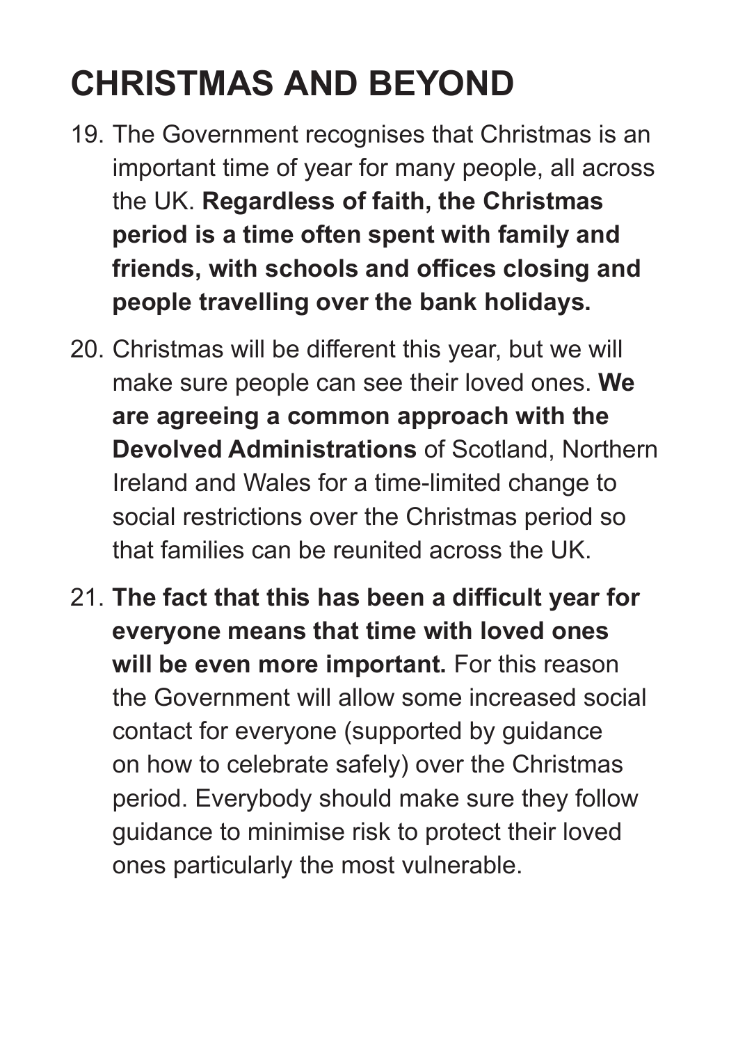# CHRISTMAS AND BEYOND

19. The Government recognises that Christmas is an important time of year for many people, all across the UK. **Regardless of faith, the Christmas period is a time often spent with family and friends, with schools and offices closing and people travelling over the bank holidays.**

20. Christmas will be different this year, but we will make sure people can see their loved ones. **We are agreeing a common approach with the Devolved Administrations** of Scotland, Northern Ireland and Wales for a time-limited change to social restrictions over the Christmas period so that families can be reunited across the UK.

21. **The fact that this has been a difficult year for everyone means that time with loved ones will be even more important.** For this reason the Government will allow some increased social contact for everyone (supported by guidance on how to celebrate safely) over the Christmas period. Everybody should make sure they follow guidance to minimise risk to protect their loved ones particularly the most vulnerable.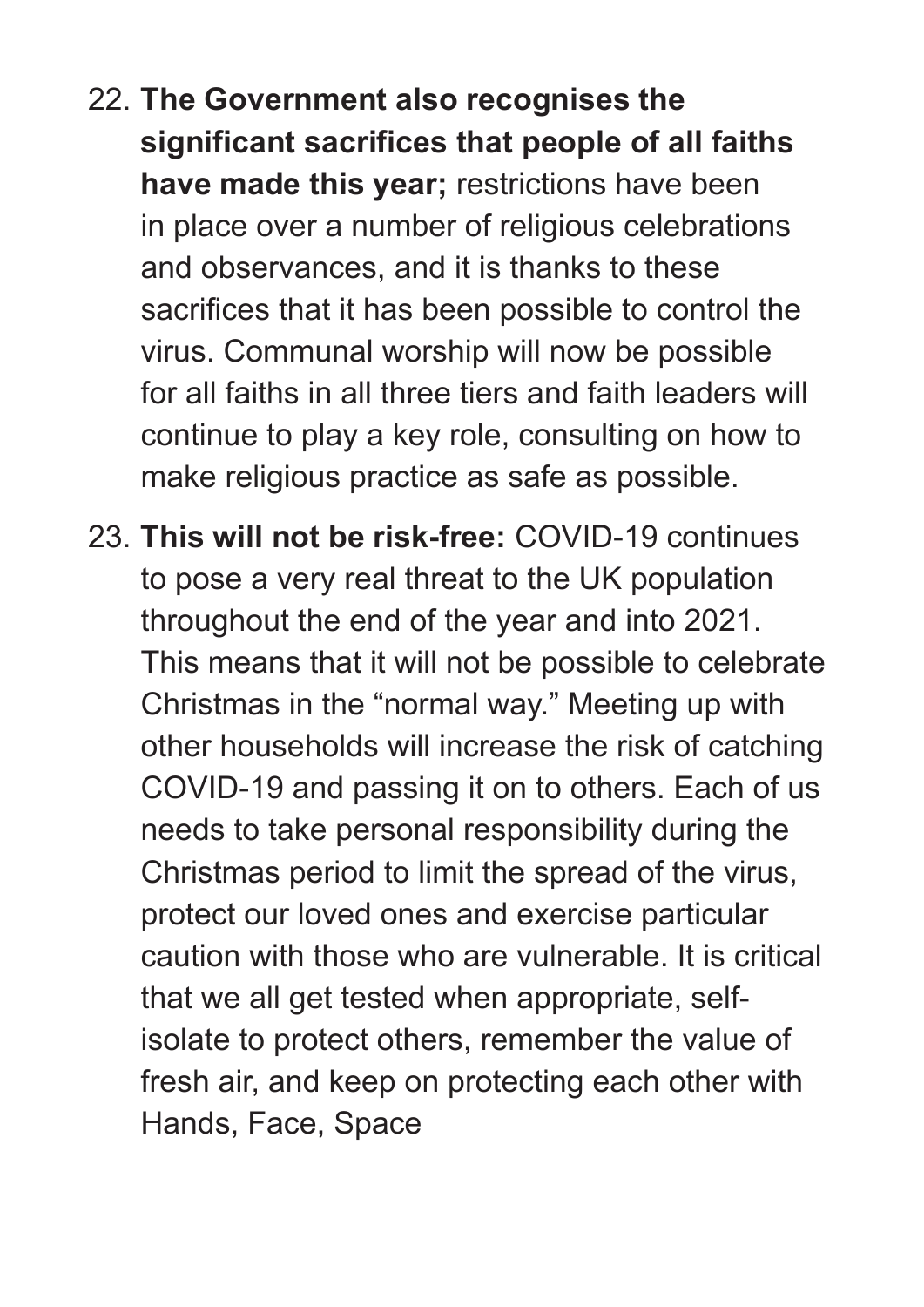22. **The Government also recognises the significant sacrifices that people of all faiths have made this year;** restrictions have been in place over a number of religious celebrations and observances, and it is thanks to these sacrifices that it has been possible to control the virus. Communal worship will now be possible for all faiths in all three tiers and faith leaders will continue to play a key role, consulting on how to make religious practice as safe as possible.

23. **This will not be risk-free:** COVID-19 continues to pose a very real threat to the UK population throughout the end of the year and into 2021. This means that it will not be possible to celebrate Christmas in the "normal way." Meeting up with other households will increase the risk of catching COVID-19 and passing it on to others. Each of us needs to take personal responsibility during the Christmas period to limit the spread of the virus, protect our loved ones and exercise particular caution with those who are vulnerable. It is critical that we all get tested when appropriate, self-isolate to protect others, remember the value of fresh air, and keep on protecting each other with Hands, Face, Space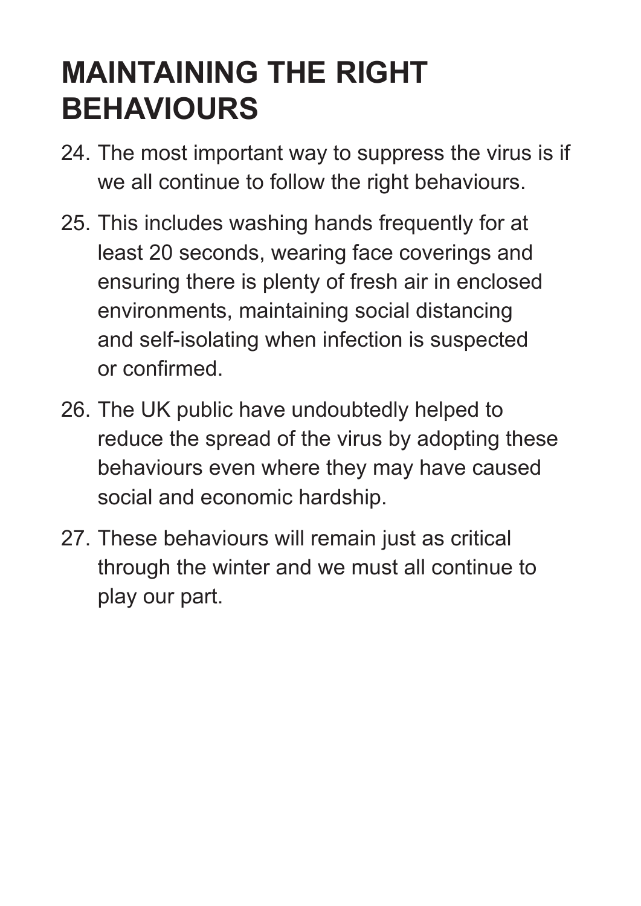# MAINTAINING THE RIGHT BEHAVIOURS

24. The most important way to suppress the virus is if we all continue to follow the right behaviours.

25. This includes washing hands frequently for at least 20 seconds, wearing face coverings and ensuring there is plenty of fresh air in enclosed environments, maintaining social distancing and self-isolating when infection is suspected or confirmed.

26. The UK public have undoubtedly helped to reduce the spread of the virus by adopting these behaviours even where they may have caused social and economic hardship.

27. These behaviours will remain just as critical through the winter and we must all continue to play our part.